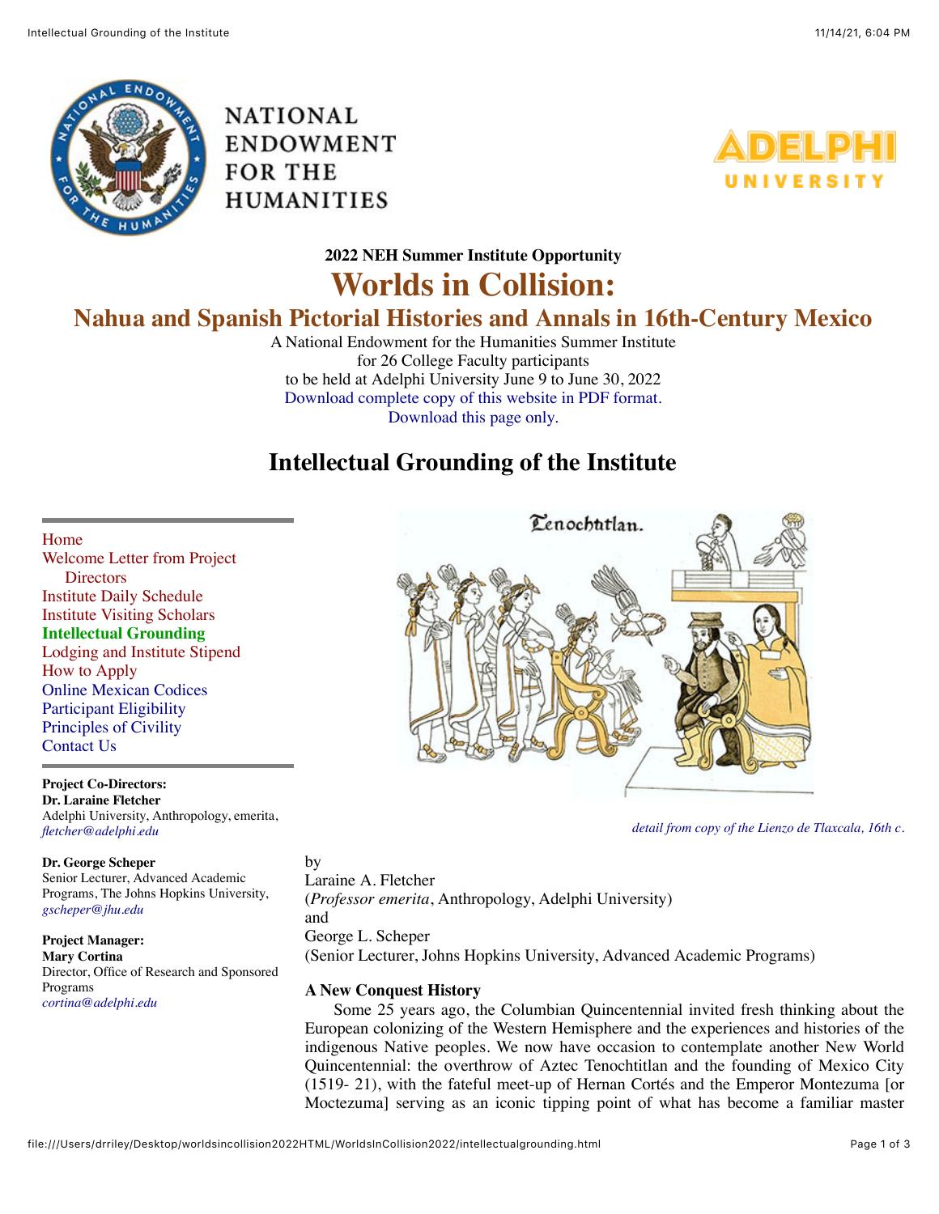NATIONAL ENDOWMENT FOR THE HUMANITIES

ADELPHI UNIVERSITY

**2022 NEH Summer Institute Opportunity**

# Worlds in Collision:

## Nahua and Spanish Pictorial Histories and Annals in 16th-Century Mexico

A National Endowment for the Humanities Summer Institute
for 26 College Faculty participants
to be held at Adelphi University June 9 to June 30, 2022
Download complete copy of this website in PDF format.
Download this page only.

## Intellectual Grounding of the Institute

- Home
- Welcome Letter from Project Directors
- Institute Daily Schedule
- Institute Visiting Scholars
- **Intellectual Grounding**
- Lodging and Institute Stipend
- How to Apply
- Online Mexican Codices
- Participant Eligibility
- Principles of Civility
- Contact Us

**Project Co-Directors:**
**Dr. Laraine Fletcher**
Adelphi University, Anthropology, emerita,
*fletcher@adelphi.edu*

**Dr. George Scheper**
Senior Lecturer, Advanced Academic Programs, The Johns Hopkins University,
*gscheper@jhu.edu*

**Project Manager:**
**Mary Cortina**
Director, Office of Research and Sponsored Programs
*cortina@adelphi.edu*

*detail from copy of the Lienzo de Tlaxcala, 16th c.*

by
Laraine A. Fletcher
(*Professor emerita*, Anthropology, Adelphi University)
and
George L. Scheper
(Senior Lecturer, Johns Hopkins University, Advanced Academic Programs)

**A New Conquest History**

Some 25 years ago, the Columbian Quincentennial invited fresh thinking about the European colonizing of the Western Hemisphere and the experiences and histories of the indigenous Native peoples. We now have occasion to contemplate another New World Quincentennial: the overthrow of Aztec Tenochtitlan and the founding of Mexico City (1519- 21), with the fateful meet-up of Hernan Cortés and the Emperor Montezuma [or Moctezuma] serving as an iconic tipping point of what has become a familiar master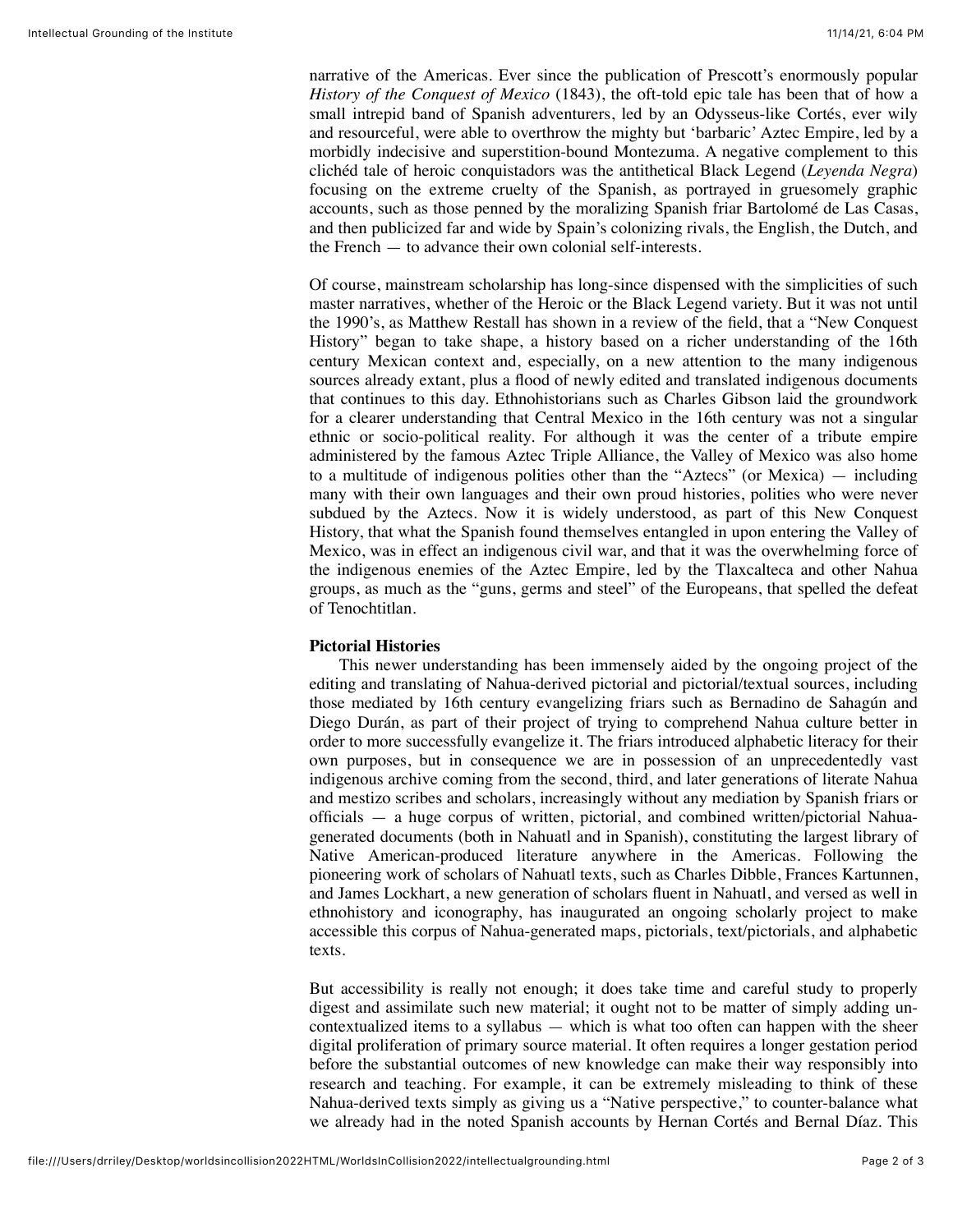narrative of the Americas. Ever since the publication of Prescott's enormously popular *History of the Conquest of Mexico* (1843), the oft-told epic tale has been that of how a small intrepid band of Spanish adventurers, led by an Odysseus-like Cortés, ever wily and resourceful, were able to overthrow the mighty but 'barbaric' Aztec Empire, led by a morbidly indecisive and superstition-bound Montezuma. A negative complement to this clichéd tale of heroic conquistadors was the antithetical Black Legend (*Leyenda Negra*) focusing on the extreme cruelty of the Spanish, as portrayed in gruesomely graphic accounts, such as those penned by the moralizing Spanish friar Bartolomé de Las Casas, and then publicized far and wide by Spain's colonizing rivals, the English, the Dutch, and the French — to advance their own colonial self-interests.

Of course, mainstream scholarship has long-since dispensed with the simplicities of such master narratives, whether of the Heroic or the Black Legend variety. But it was not until the 1990's, as Matthew Restall has shown in a review of the field, that a "New Conquest History" began to take shape, a history based on a richer understanding of the 16th century Mexican context and, especially, on a new attention to the many indigenous sources already extant, plus a flood of newly edited and translated indigenous documents that continues to this day. Ethnohistorians such as Charles Gibson laid the groundwork for a clearer understanding that Central Mexico in the 16th century was not a singular ethnic or socio-political reality. For although it was the center of a tribute empire administered by the famous Aztec Triple Alliance, the Valley of Mexico was also home to a multitude of indigenous polities other than the "Aztecs" (or Mexica) — including many with their own languages and their own proud histories, polities who were never subdued by the Aztecs. Now it is widely understood, as part of this New Conquest History, that what the Spanish found themselves entangled in upon entering the Valley of Mexico, was in effect an indigenous civil war, and that it was the overwhelming force of the indigenous enemies of the Aztec Empire, led by the Tlaxcalteca and other Nahua groups, as much as the "guns, germs and steel" of the Europeans, that spelled the defeat of Tenochtitlan.

**Pictorial Histories**

This newer understanding has been immensely aided by the ongoing project of the editing and translating of Nahua-derived pictorial and pictorial/textual sources, including those mediated by 16th century evangelizing friars such as Bernadino de Sahagún and Diego Durán, as part of their project of trying to comprehend Nahua culture better in order to more successfully evangelize it. The friars introduced alphabetic literacy for their own purposes, but in consequence we are in possession of an unprecedentedly vast indigenous archive coming from the second, third, and later generations of literate Nahua and mestizo scribes and scholars, increasingly without any mediation by Spanish friars or officials — a huge corpus of written, pictorial, and combined written/pictorial Nahua-generated documents (both in Nahuatl and in Spanish), constituting the largest library of Native American-produced literature anywhere in the Americas. Following the pioneering work of scholars of Nahuatl texts, such as Charles Dibble, Frances Kartunnen, and James Lockhart, a new generation of scholars fluent in Nahuatl, and versed as well in ethnohistory and iconography, has inaugurated an ongoing scholarly project to make accessible this corpus of Nahua-generated maps, pictorials, text/pictorials, and alphabetic texts.

But accessibility is really not enough; it does take time and careful study to properly digest and assimilate such new material; it ought not to be matter of simply adding un-contextualized items to a syllabus — which is what too often can happen with the sheer digital proliferation of primary source material. It often requires a longer gestation period before the substantial outcomes of new knowledge can make their way responsibly into research and teaching. For example, it can be extremely misleading to think of these Nahua-derived texts simply as giving us a "Native perspective," to counter-balance what we already had in the noted Spanish accounts by Hernan Cortés and Bernal Díaz. This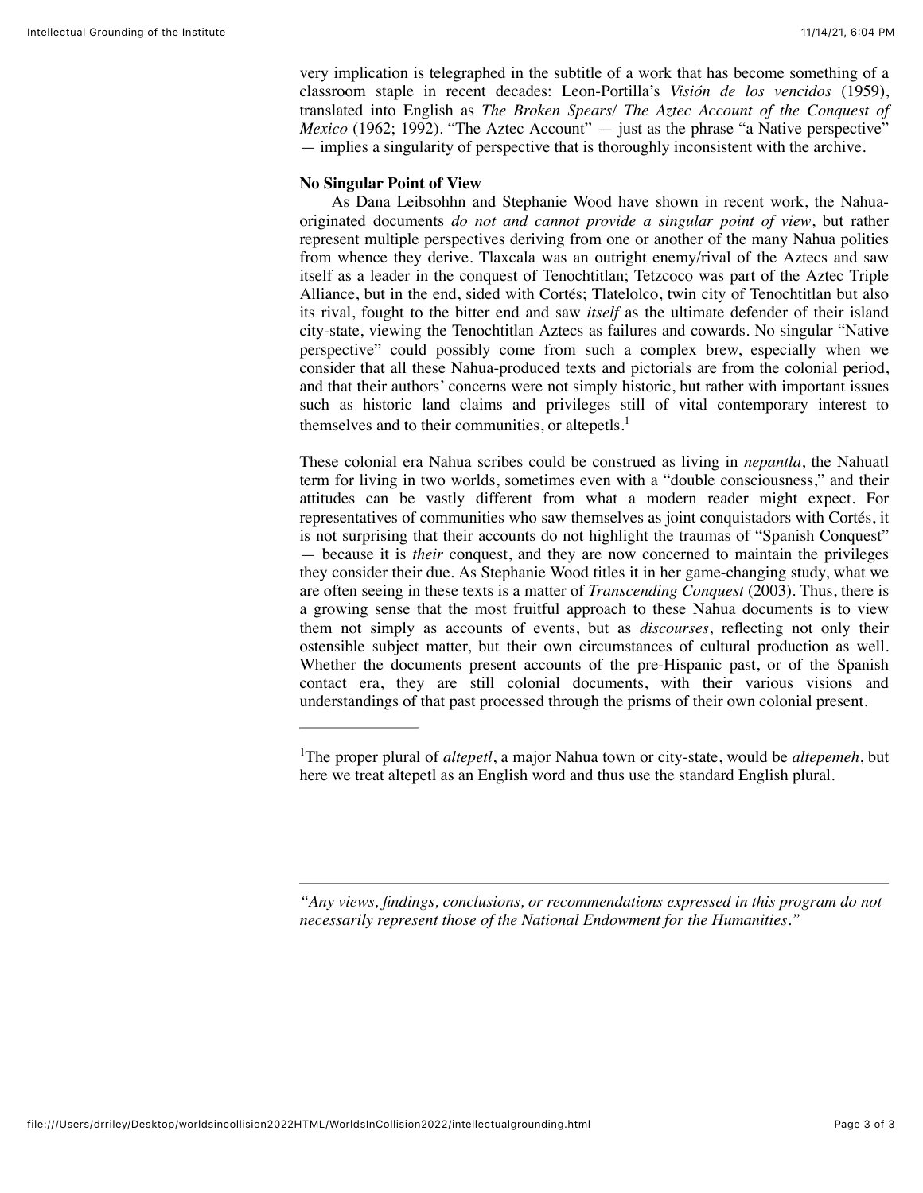very implication is telegraphed in the subtitle of a work that has become something of a classroom staple in recent decades: Leon-Portilla's *Visión de los vencidos* (1959), translated into English as *The Broken Spears/ The Aztec Account of the Conquest of Mexico* (1962; 1992). "The Aztec Account" — just as the phrase "a Native perspective" — implies a singularity of perspective that is thoroughly inconsistent with the archive.

**No Singular Point of View**

As Dana Leibsohhn and Stephanie Wood have shown in recent work, the Nahua-originated documents *do not and cannot provide a singular point of view*, but rather represent multiple perspectives deriving from one or another of the many Nahua polities from whence they derive. Tlaxcala was an outright enemy/rival of the Aztecs and saw itself as a leader in the conquest of Tenochtitlan; Tetzcoco was part of the Aztec Triple Alliance, but in the end, sided with Cortés; Tlatelolco, twin city of Tenochtitlan but also its rival, fought to the bitter end and saw *itself* as the ultimate defender of their island city-state, viewing the Tenochtitlan Aztecs as failures and cowards. No singular "Native perspective" could possibly come from such a complex brew, especially when we consider that all these Nahua-produced texts and pictorials are from the colonial period, and that their authors' concerns were not simply historic, but rather with important issues such as historic land claims and privileges still of vital contemporary interest to themselves and to their communities, or altepetls.[1]

These colonial era Nahua scribes could be construed as living in *nepantla*, the Nahuatl term for living in two worlds, sometimes even with a "double consciousness," and their attitudes can be vastly different from what a modern reader might expect. For representatives of communities who saw themselves as joint conquistadors with Cortés, it is not surprising that their accounts do not highlight the traumas of "Spanish Conquest" — because it is *their* conquest, and they are now concerned to maintain the privileges they consider their due. As Stephanie Wood titles it in her game-changing study, what we are often seeing in these texts is a matter of *Transcending Conquest* (2003). Thus, there is a growing sense that the most fruitful approach to these Nahua documents is to view them not simply as accounts of events, but as *discourses*, reflecting not only their ostensible subject matter, but their own circumstances of cultural production as well. Whether the documents present accounts of the pre-Hispanic past, or of the Spanish contact era, they are still colonial documents, with their various visions and understandings of that past processed through the prisms of their own colonial present.

---

[1]The proper plural of *altepetl*, a major Nahua town or city-state, would be *altepemeh*, but here we treat altepetl as an English word and thus use the standard English plural.

---

*"Any views, findings, conclusions, or recommendations expressed in this program do not necessarily represent those of the National Endowment for the Humanities."*